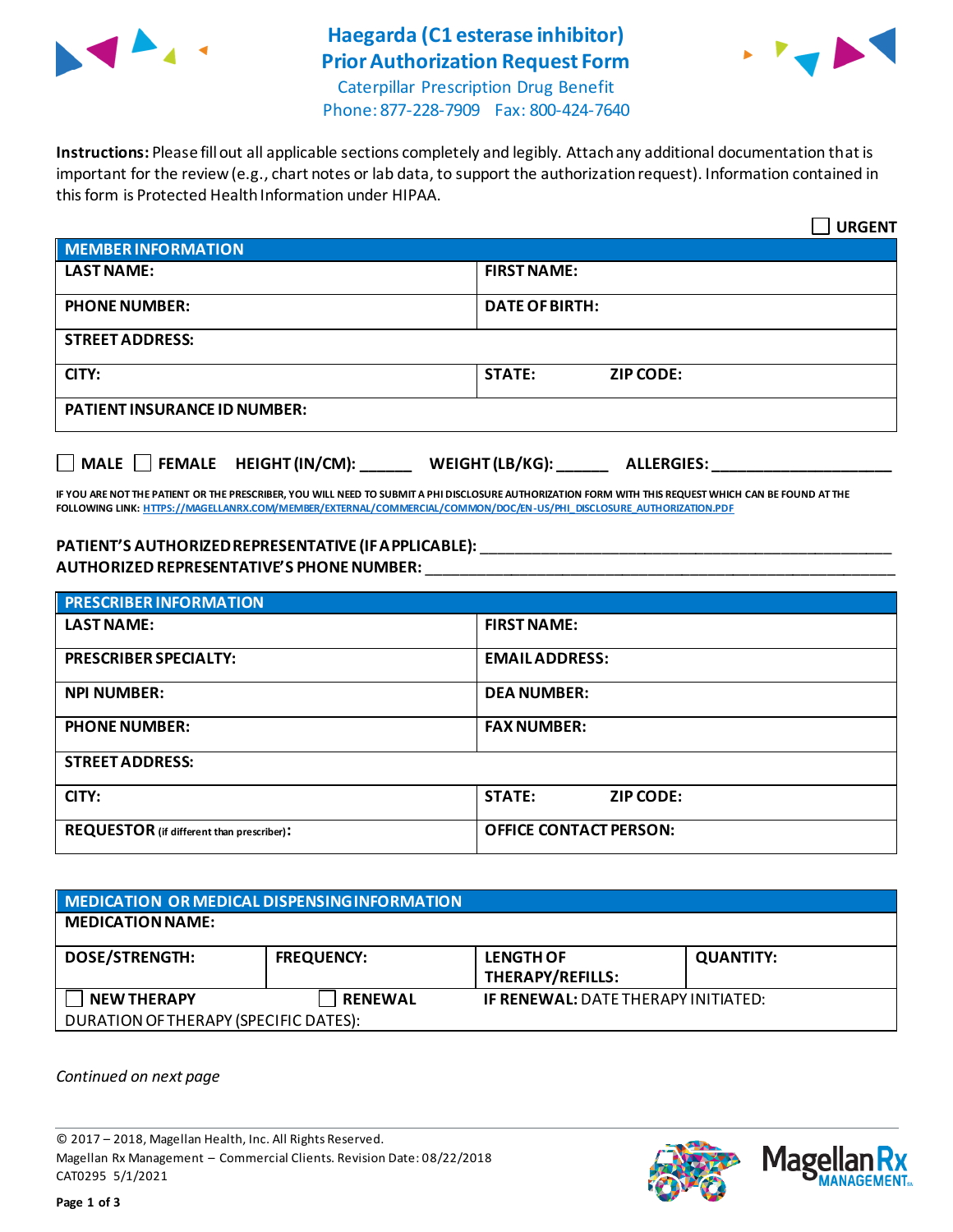# Haegarda (C1 esterase inhibitor) Prior Authorization Request Form

Caterpillar Prescription Drug Benefit
Phone: 877-228-7909 Fax: 800-424-7640

**Instructions:** Please fill out all applicable sections completely and legibly. Attach any additional documentation that is important for the review (e.g., chart notes or lab data, to support the authorization request). Information contained in this form is Protected Health Information under HIPAA.

☐ **URGENT**

| **MEMBER INFORMATION** | |
|---|---|
| **LAST NAME:** | **FIRST NAME:** |
| **PHONE NUMBER:** | **DATE OF BIRTH:** |
| **STREET ADDRESS:** | |
| **CITY:** | **STATE:** **ZIP CODE:** |
| **PATIENT INSURANCE ID NUMBER:** | |

☐ **MALE** ☐ **FEMALE** **HEIGHT (IN/CM):** ______ **WEIGHT (LB/KG):** ______ **ALLERGIES:** ____________________

**IF YOU ARE NOT THE PATIENT OR THE PRESCRIBER, YOU WILL NEED TO SUBMIT A PHI DISCLOSURE AUTHORIZATION FORM WITH THIS REQUEST WHICH CAN BE FOUND AT THE FOLLOWING LINK:** HTTPS://MAGELLANRX.COM/MEMBER/EXTERNAL/COMMERCIAL/COMMON/DOC/EN-US/PHI_DISCLOSURE_AUTHORIZATION.PDF

**PATIENT'S AUTHORIZED REPRESENTATIVE (IF APPLICABLE):** ________________________________________________
**AUTHORIZED REPRESENTATIVE'S PHONE NUMBER:** ________________________________________________

| **PRESCRIBER INFORMATION** | |
|---|---|
| **LAST NAME:** | **FIRST NAME:** |
| **PRESCRIBER SPECIALTY:** | **EMAIL ADDRESS:** |
| **NPI NUMBER:** | **DEA NUMBER:** |
| **PHONE NUMBER:** | **FAX NUMBER:** |
| **STREET ADDRESS:** | |
| **CITY:** | **STATE:** **ZIP CODE:** |
| **REQUESTOR** (if different than prescriber)**:** | **OFFICE CONTACT PERSON:** |

| **MEDICATION OR MEDICAL DISPENSING INFORMATION** | | | |
|---|---|---|---|
| **MEDICATION NAME:** | | | |
| **DOSE/STRENGTH:** | **FREQUENCY:** | **LENGTH OF THERAPY/REFILLS:** | **QUANTITY:** |
| ☐ **NEW THERAPY** | ☐ **RENEWAL** | **IF RENEWAL:** DATE THERAPY INITIATED: | |
| DURATION OF THERAPY (SPECIFIC DATES): | | | |

*Continued on next page*

© 2017 – 2018, Magellan Health, Inc. All Rights Reserved.
Magellan Rx Management – Commercial Clients. Revision Date: 08/22/2018
CAT0295 5/1/2021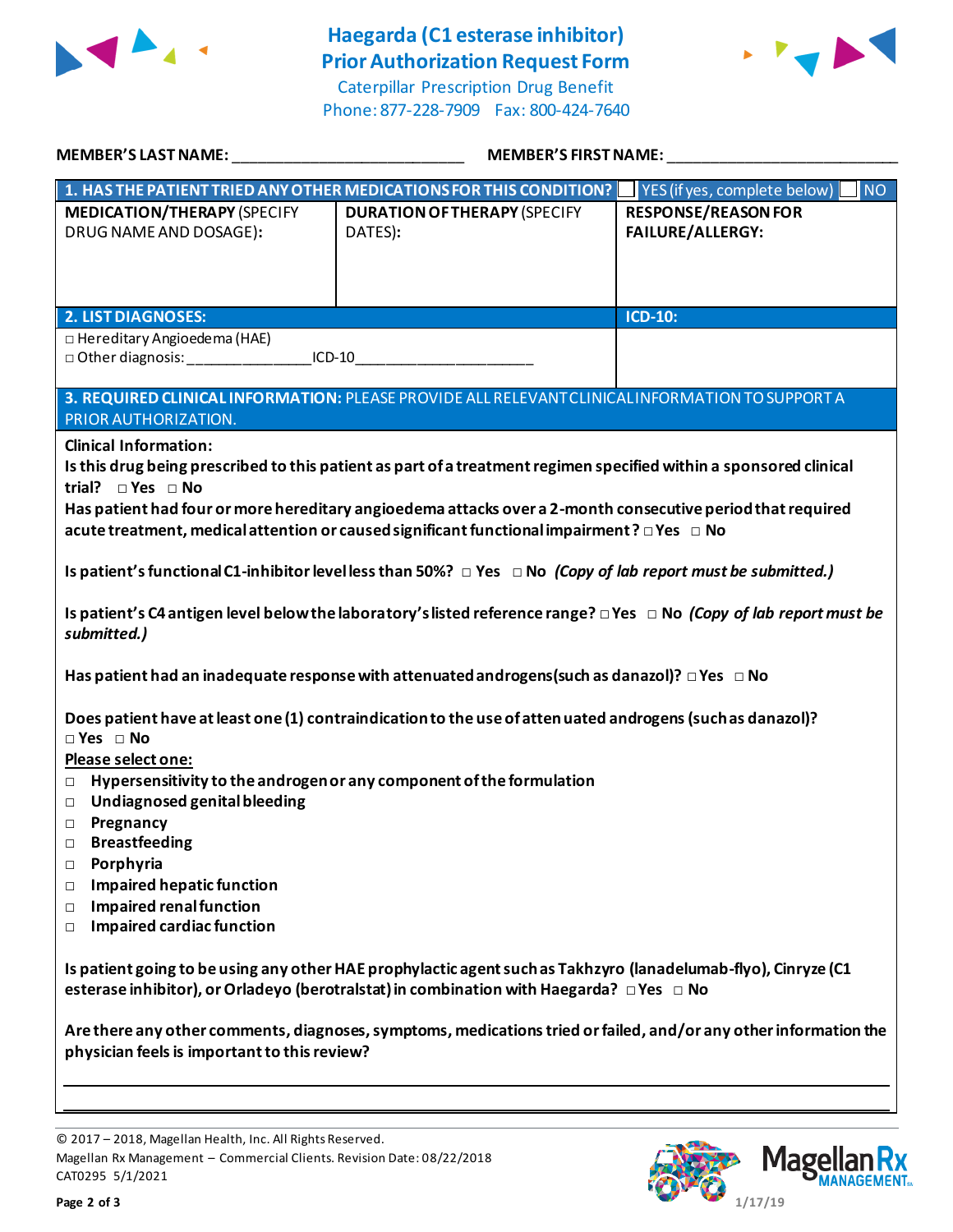# Haegarda (C1 esterase inhibitor) Prior Authorization Request Form

Caterpillar Prescription Drug Benefit
Phone: 877-228-7909 Fax: 800-424-7640

**MEMBER'S LAST NAME:** ___________________________ **MEMBER'S FIRST NAME:** ___________________________

| **1. HAS THE PATIENT TRIED ANY OTHER MEDICATIONS FOR THIS CONDITION?** | | ☐ YES (if yes, complete below) ☐ NO |
|---|---|---|
| **MEDICATION/THERAPY** (SPECIFY DRUG NAME AND DOSAGE): | **DURATION OF THERAPY** (SPECIFY DATES): | **RESPONSE/REASON FOR FAILURE/ALLERGY:** |
| | | |

| **2. LIST DIAGNOSES:** | **ICD-10:** |
|---|---|
| □ Hereditary Angioedema (HAE)<br>□ Other diagnosis: _______________ICD-10_____________________ | |

**3. REQUIRED CLINICAL INFORMATION:** PLEASE PROVIDE ALL RELEVANT CLINICAL INFORMATION TO SUPPORT A PRIOR AUTHORIZATION.

**Clinical Information:**

**Is this drug being prescribed to this patient as part of a treatment regimen specified within a sponsored clinical trial?** □ Yes □ No

**Has patient had four or more hereditary angioedema attacks over a 2-month consecutive period that required acute treatment, medical attention or caused significant functional impairment?** □ Yes □ No

**Is patient's functional C1-inhibitor level less than 50%?** □ Yes □ No ***(Copy of lab report must be submitted.)***

**Is patient's C4 antigen level below the laboratory's listed reference range?** □ Yes □ No ***(Copy of lab report must be submitted.)***

**Has patient had an inadequate response with attenuated androgens (such as danazol)?** □ Yes □ No

**Does patient have at least one (1) contraindication to the use of attenuated androgens (such as danazol)?** □ Yes □ No

**Please select one:**

- □ **Hypersensitivity to the androgen or any component of the formulation**
- □ **Undiagnosed genital bleeding**
- □ **Pregnancy**
- □ **Breastfeeding**
- □ **Porphyria**
- □ **Impaired hepatic function**
- □ **Impaired renal function**
- □ **Impaired cardiac function**

**Is patient going to be using any other HAE prophylactic agent such as Takhzyro (lanadelumab-flyo), Cinryze (C1 esterase inhibitor), or Orladeyo (berotralstat) in combination with Haegarda?** □ Yes □ No

**Are there any other comments, diagnoses, symptoms, medications tried or failed, and/or any other information the physician feels is important to this review?**

___________________________________________________________________________

___________________________________________________________________________

© 2017 – 2018, Magellan Health, Inc. All Rights Reserved.
Magellan Rx Management – Commercial Clients. Revision Date: 08/22/2018
CAT0295 5/1/2021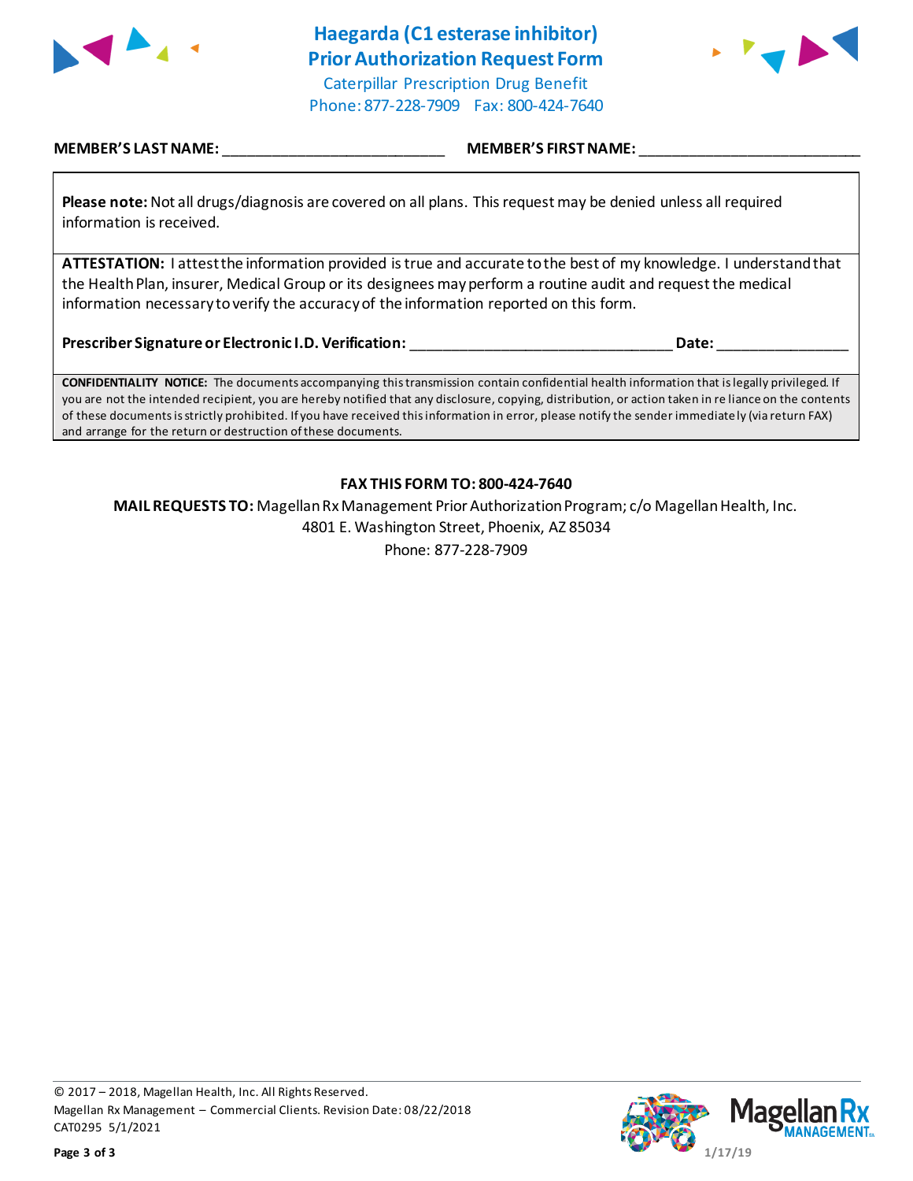# Haegarda (C1 esterase inhibitor)
# Prior Authorization Request Form

Caterpillar Prescription Drug Benefit
Phone: 877-228-7909 Fax: 800-424-7640

**MEMBER'S LAST NAME:** ___________________________ **MEMBER'S FIRST NAME:** ___________________________

**Please note:** Not all drugs/diagnosis are covered on all plans. This request may be denied unless all required information is received.

**ATTESTATION:** I attest the information provided is true and accurate to the best of my knowledge. I understand that the Health Plan, insurer, Medical Group or its designees may perform a routine audit and request the medical information necessary to verify the accuracy of the information reported on this form.

**Prescriber Signature or Electronic I.D. Verification:** _______________________________ **Date:** _______________

**CONFIDENTIALITY NOTICE:** The documents accompanying this transmission contain confidential health information that is legally privileged. If you are not the intended recipient, you are hereby notified that any disclosure, copying, distribution, or action taken in reliance on the contents of these documents is strictly prohibited. If you have received this information in error, please notify the sender immediately (via return FAX) and arrange for the return or destruction of these documents.

**FAX THIS FORM TO: 800-424-7640**

**MAIL REQUESTS TO:** Magellan Rx Management Prior Authorization Program; c/o Magellan Health, Inc.
4801 E. Washington Street, Phoenix, AZ 85034
Phone: 877-228-7909

© 2017 – 2018, Magellan Health, Inc. All Rights Reserved.
Magellan Rx Management – Commercial Clients. Revision Date: 08/22/2018
CAT0295 5/1/2021

1/17/19